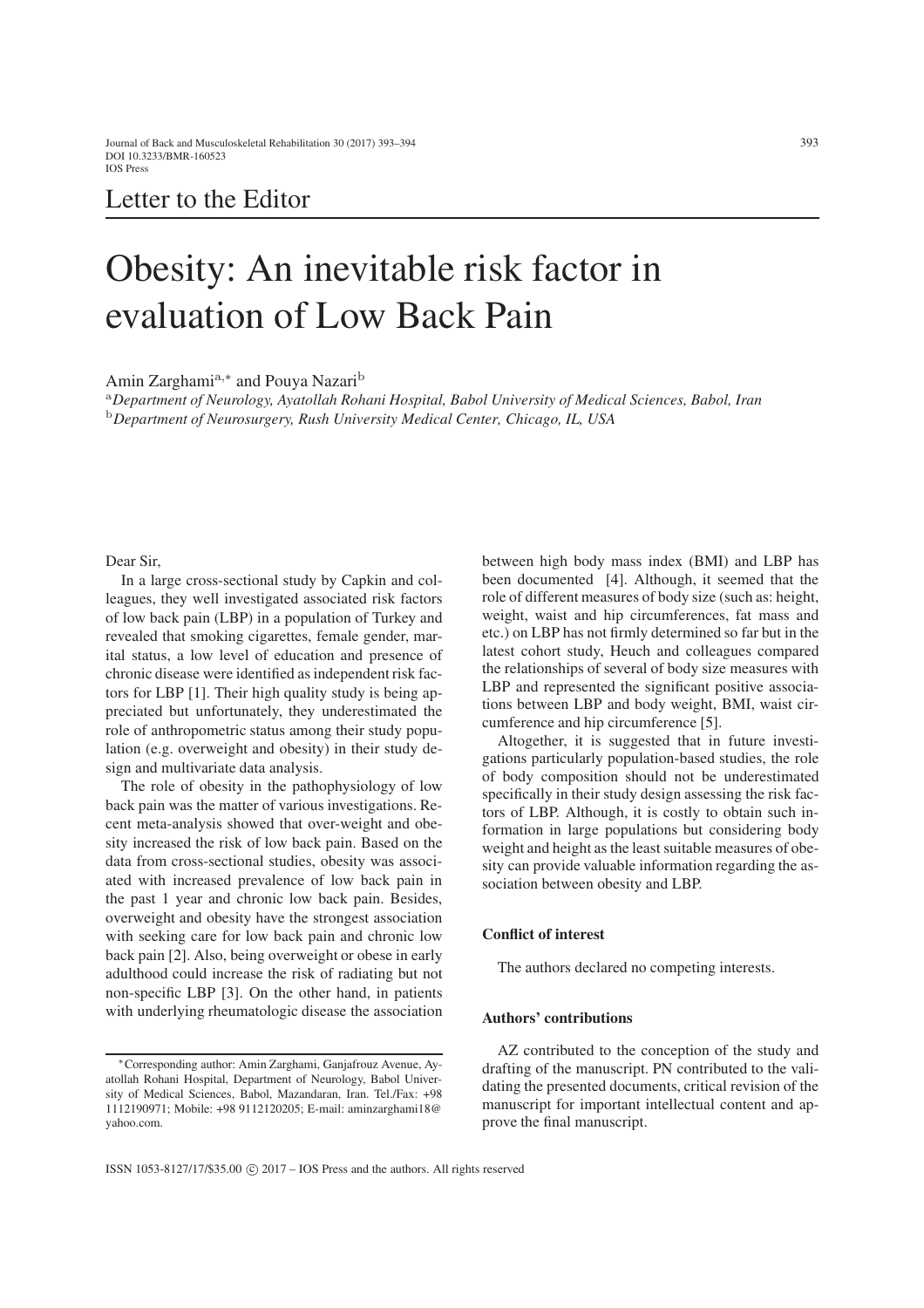Letter to the Editor

# Obesity: An inevitable risk factor in evaluation of Low Back Pain

Amin Zarghami[a,*] and Pouya Nazari[b]

[a] *Department of Neurology, Ayatollah Rohani Hospital, Babol University of Medical Sciences, Babol, Iran*
[b] *Department of Neurosurgery, Rush University Medical Center, Chicago, IL, USA*

Dear Sir,

In a large cross-sectional study by Capkin and colleagues, they well investigated associated risk factors of low back pain (LBP) in a population of Turkey and revealed that smoking cigarettes, female gender, marital status, a low level of education and presence of chronic disease were identified as independent risk factors for LBP [1]. Their high quality study is being appreciated but unfortunately, they underestimated the role of anthropometric status among their study population (e.g. overweight and obesity) in their study design and multivariate data analysis.

The role of obesity in the pathophysiology of low back pain was the matter of various investigations. Recent meta-analysis showed that over-weight and obesity increased the risk of low back pain. Based on the data from cross-sectional studies, obesity was associated with increased prevalence of low back pain in the past 1 year and chronic low back pain. Besides, overweight and obesity have the strongest association with seeking care for low back pain and chronic low back pain [2]. Also, being overweight or obese in early adulthood could increase the risk of radiating but not non-specific LBP [3]. On the other hand, in patients with underlying rheumatologic disease the association between high body mass index (BMI) and LBP has been documented [4]. Although, it seemed that the role of different measures of body size (such as: height, weight, waist and hip circumferences, fat mass and etc.) on LBP has not firmly determined so far but in the latest cohort study, Heuch and colleagues compared the relationships of several of body size measures with LBP and represented the significant positive associations between LBP and body weight, BMI, waist circumference and hip circumference [5].

Altogether, it is suggested that in future investigations particularly population-based studies, the role of body composition should not be underestimated specifically in their study design assessing the risk factors of LBP. Although, it is costly to obtain such information in large populations but considering body weight and height as the least suitable measures of obesity can provide valuable information regarding the association between obesity and LBP.

### Conflict of interest

The authors declared no competing interests.

### Authors' contributions

AZ contributed to the conception of the study and drafting of the manuscript. PN contributed to the validating the presented documents, critical revision of the manuscript for important intellectual content and approve the final manuscript.

---

[*] Corresponding author: Amin Zarghami, Ganjafrouz Avenue, Ayatollah Rohani Hospital, Department of Neurology, Babol University of Medical Sciences, Babol, Mazandaran, Iran. Tel./Fax: +98 1112190971; Mobile: +98 9112120205; E-mail: aminzarghami18@yahoo.com.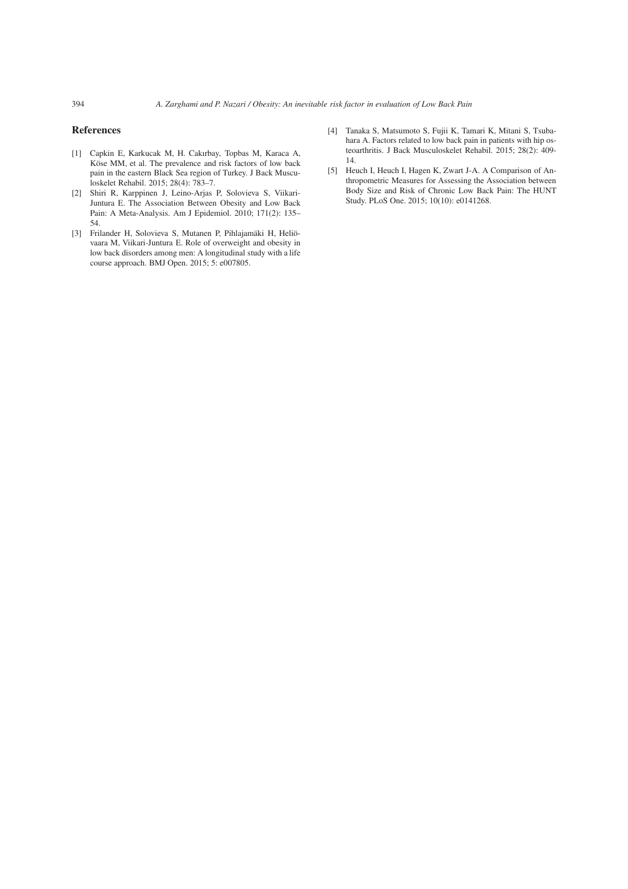## References

[1] Capkin E, Karkucak M, H. Cakırbay, Topbas M, Karaca A, Köse MM, et al. The prevalence and risk factors of low back pain in the eastern Black Sea region of Turkey. J Back Musculoskelet Rehabil. 2015; 28(4): 783–7.

[2] Shiri R, Karppinen J, Leino-Arjas P, Solovieva S, Viikari-Juntura E. The Association Between Obesity and Low Back Pain: A Meta-Analysis. Am J Epidemiol. 2010; 171(2): 135–54.

[3] Frilander H, Solovieva S, Mutanen P, Pihlajamäki H, Heliövaara M, Viikari-Juntura E. Role of overweight and obesity in low back disorders among men: A longitudinal study with a life course approach. BMJ Open. 2015; 5: e007805.

[4] Tanaka S, Matsumoto S, Fujii K, Tamari K, Mitani S, Tsubahara A. Factors related to low back pain in patients with hip osteoarthritis. J Back Musculoskelet Rehabil. 2015; 28(2): 409-14.

[5] Heuch I, Heuch I, Hagen K, Zwart J-A. A Comparison of Anthropometric Measures for Assessing the Association between Body Size and Risk of Chronic Low Back Pain: The HUNT Study. PLoS One. 2015; 10(10): e0141268.